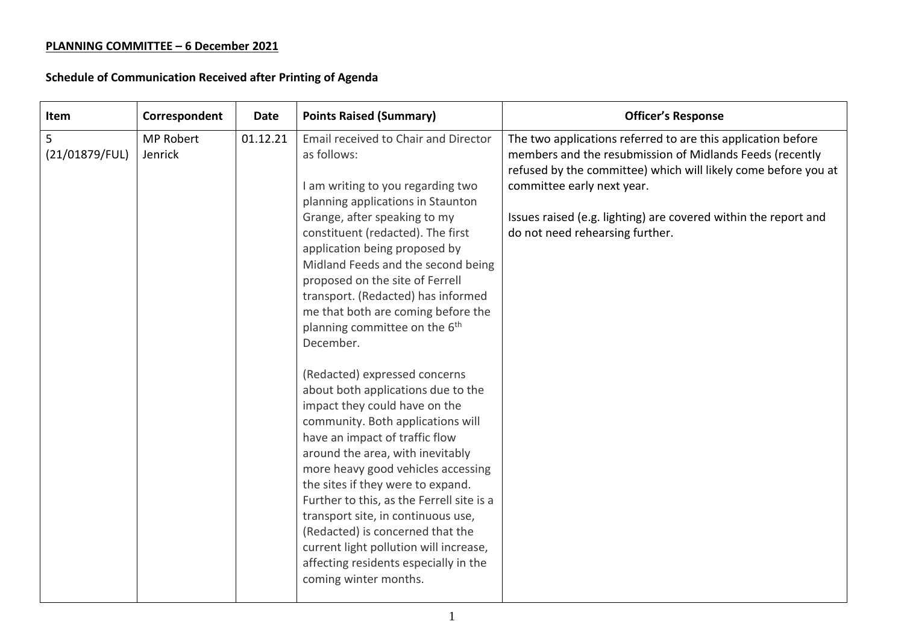**PLANNING COMMITTEE – 6 December 2021**

**Schedule of Communication Received after Printing of Agenda**

| Item | Correspondent | Date | Points Raised (Summary) | Officer's Response |
|---|---|---|---|---|
| 5 (21/01879/FUL) | MP Robert Jenrick | 01.12.21 | Email received to Chair and Director as follows:<br><br>I am writing to you regarding two planning applications in Staunton Grange, after speaking to my constituent (redacted). The first application being proposed by Midland Feeds and the second being proposed on the site of Ferrell transport. (Redacted) has informed me that both are coming before the planning committee on the 6th December.<br><br>(Redacted) expressed concerns about both applications due to the impact they could have on the community. Both applications will have an impact of traffic flow around the area, with inevitably more heavy good vehicles accessing the sites if they were to expand. Further to this, as the Ferrell site is a transport site, in continuous use, (Redacted) is concerned that the current light pollution will increase, affecting residents especially in the coming winter months. | The two applications referred to are this application before members and the resubmission of Midlands Feeds (recently refused by the committee) which will likely come before you at committee early next year.<br><br>Issues raised (e.g. lighting) are covered within the report and do not need rehearsing further. |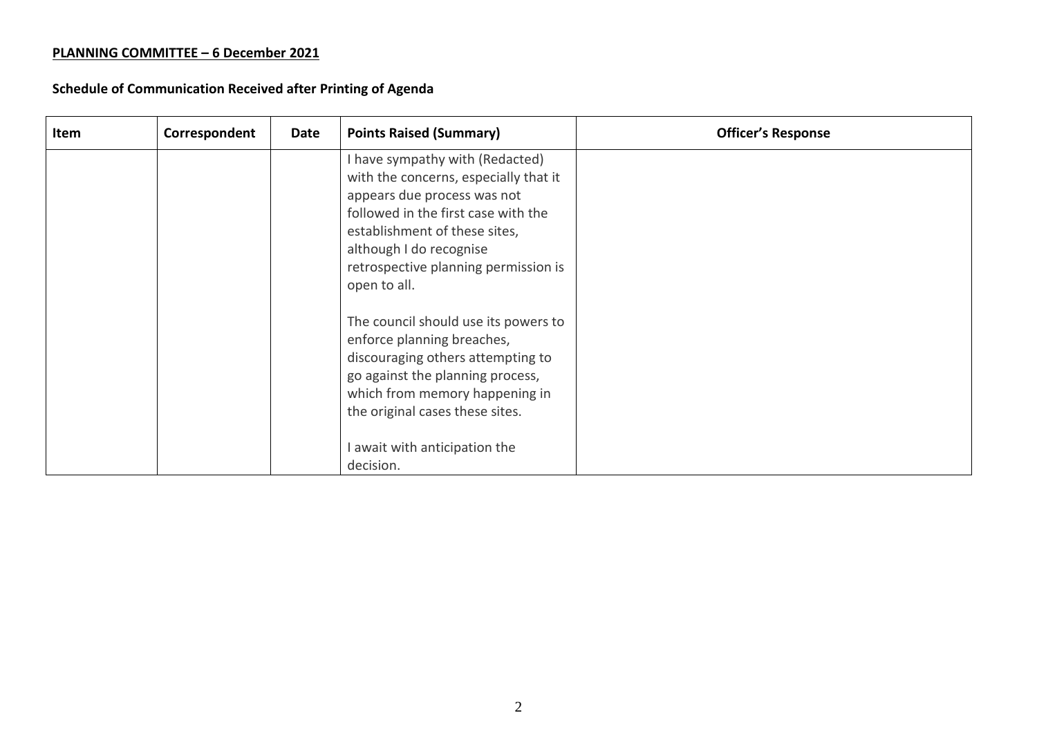**PLANNING COMMITTEE – 6 December 2021**

**Schedule of Communication Received after Printing of Agenda**

| Item | Correspondent | Date | Points Raised (Summary) | Officer's Response |
|---|---|---|---|---|
| | | | I have sympathy with (Redacted) with the concerns, especially that it appears due process was not followed in the first case with the establishment of these sites, although I do recognise retrospective planning permission is open to all.<br><br>The council should use its powers to enforce planning breaches, discouraging others attempting to go against the planning process, which from memory happening in the original cases these sites.<br><br>I await with anticipation the decision. | |